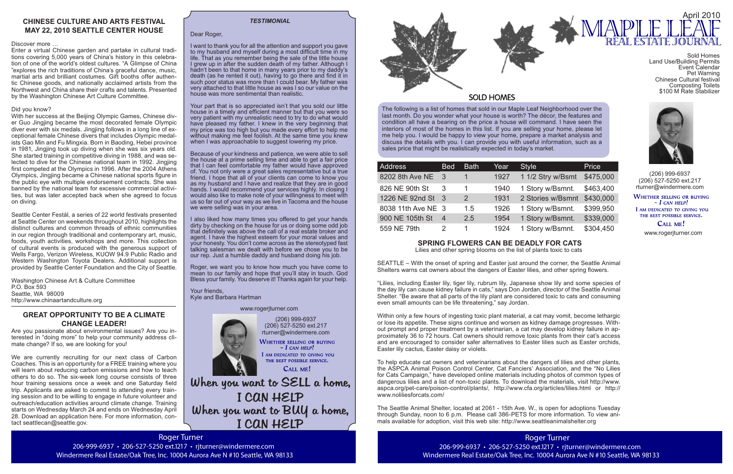## CHINESE CULTURE AND ARTS FESTIVAL MAY 22, 2010 SEATTLE CENTER HOUSE

Discover more …

Enter a virtual Chinese garden and partake in cultural traditions covering 5,000 years of China's history in this celebration of one of the world's oldest cultures. "A Glimpse of China "explores the rich traditions of China's graceful dance, music, martial arts and brilliant costumes. Gift booths offer authentic Chinese goods, and nationally acclaimed artists from the Northwest and China share their crafts and talents. Presented by the Washington Chinese Art Culture Committee.

Did you know?

With her success at the Beijing Olympic Games, Chinese diver Guo Jingjing became the most decorated female Olympic diver ever with six medals. Jingjing follows in a long line of exceptional female Chinese divers that includes Olympic medalists Gao Min and Fu Mingxia. Born in Baoding, Hebei province in 1981, Jingjing took up diving when she was six years old. She started training in competitive diving in 1988, and was selected to dive for the Chinese national team in 1992. Jingjing first competed at the Olympics in 1996. After the 2004 Athens Olympics, Jingjing became a Chinese national sports figure in the public eye with multiple endorsement contracts. She was banned by the national team for excessive commercial activities, but was later accepted back when she agreed to focus on diving.

Seattle Center Festál, a series of 22 world festivals presented at Seattle Center on weekends throughout 2010, highlights the distinct cultures and common threads of ethnic communities in our region through traditional and contemporary art, music, foods, youth activities, workshops and more. This collection of cultural events is produced with the generous support of Wells Fargo, Verizon Wireless, KUOW 94.9 Public Radio and Western Washington Toyota Dealers. Additional support is provided by Seattle Center Foundation and the City of Seattle.

Washington Chinese Art & Culture Committee
P.O. Box 593
Seattle, WA 98009
http://www.chinaartandculture.org

## GREAT OPPORTUNITY TO BE A CLIMATE CHANGE LEADER!

Are you passionate about environmental issues? Are you interested in "doing more" to help your community address climate change? If so, we are looking for you!

We are currently recruiting for our next class of Carbon Coaches. This is an opportunity for a FREE training where you will learn about reducing carbon emissions and how to teach others to do so. The six-week long course consists of three hour training sessions once a week and one Saturday field trip. Applicants are asked to commit to attending every training session and to be willing to engage in future volunteer and outreach/education activities around climate change. Training starts on Wednesday March 24 and ends on Wednesday April 28. Download an application here. For more information, contact seattlecan@seattle.gov.

### *TESTIMONIAL*

Dear Roger,

I want to thank you for all the attention and support you gave to my husband and myself during a most difficult time in my life. That as you remember being the sale of the little house I grew up in after the sudden death of my father. Although I hadn't been to that home in many years prior to my daddy's death (as he rented it out), having to go there and find it in such poor status was more than I could bear. My father was very attached to that little house as was I so our value on the house was more sentimental than realistic.

Your part that is so appreciated isn't that you sold our little house in a timely and efficient manner but that you were so very patient with my unrealistic need to try to do what would have pleased my father. I knew in the very beginning that my price was too high but you made every effort to help me without making me feel foolish. At the same time you knew when I was approachable to suggest lowering my price.

Because of your kindness and patience, we were able to sell the house at a prime selling time and able to get a fair price that I can feel comfortable my father would have approved of. You not only were a great sales representative but a true friend. I hope that all of your clients can come to know you as my husband and I have and realize that they are in good hands. I would recommend your services highly. In closing I would also like to make note of your willingness to meet with us so far out of your way as we live in Tacoma and the house we were selling was in your area.

I also liked how many times you offered to get your hands dirty by checking on the house for us or doing some odd job that definitely was above the call of a real estate broker and agent. I have the highest esteem for your moral values and your honesty. You don't come across as the stereotyped fast talking salesman we dealt with before we chose you to be our rep. Just a humble daddy and husband doing his job.

Roger, we want you to know how much you have come to mean to our family and hope that you'll stay in touch. God Bless your family. You deserve it! Thanks again for your help.

Your friends,
Kyle and Barbara Hartman

www.rogerjturner.com

(206) 999-6937
(206) 527-5250 ext.217
rturner@windermere.com

WHETHER SELLING OR BUYING – I CAN HELP!
I AM DEDICATED TO GIVING YOU THE BEST POSSIBLE SERVICE.
CALL ME!

**When you want to SELL a home, I CAN HELP**
**When you want to BUY a home, I CAN HELP**

Roger Turner
206-999-6937 • 206-527-5250 ext.1217 • rjturner@windermere.com
Windermere Real Estate/Oak Tree, Inc. 10004 Aurora Ave N #10 Seattle, WA 98133

# MAPLE LEAF REAL ESTATE JOURNAL

April 2010

Sold Homes
Land Use/Building Permits
Event Calendar
Pet Warning
Chinese Cultural festival
Composting Toilets
$100 M Rate Stabilizer

(206) 999-6937
(206) 527-5250 ext.217
rturner@windermere.com

WHETHER SELLING OR BUYING – I CAN HELP!
I AM DEDICATED TO GIVING YOU THE BEST POSSIBLE SERVICE.
CALL ME!

www.rogerjturner.com

## SOLD HOMES

The following is a list of homes that sold in our Maple Leaf Neighborhood over the last month. Do you wonder what your house is worth? The décor, the features and condition all have a bearing on the price a house will command. I have seen the interiors of most of the homes in this list. If you are selling your home, please let me help you. I would be happy to view your home, prepare a market analysis and discuss the details with you. I can provide you with useful information, such as a sales price that might be realistically expected in today's market.

| Address | Bed | Bath | Year | Style | Price |
|---|---|---|---|---|---|
| 8202 8th Ave NE | 3 | 1 | 1927 | 1 1/2 Stry w/Bsmt | $475,000 |
| 826 NE 90th St | 3 | 1 | 1940 | 1 Story w/Bsmnt. | $463,400 |
| 1226 NE 92nd St | 3 | 2 | 1931 | 2 Stories w/Bsmnt | $430,000 |
| 8038 11th Ave NE | 3 | 1.5 | 1926 | 1 Story w/Bsmnt. | $399,950 |
| 900 NE 105th St | 4 | 2.5 | 1954 | 1 Story w/Bsmnt. | $339,000 |
| 559 NE 79th | 2 | 1 | 1924 | 1 Story w/Bsmnt. | $304,450 |

## SPRING FLOWERS CAN BE DEADLY FOR CATS

Lilies and other spring blooms on the list of plants toxic to cats

SEATTLE – With the onset of spring and Easter just around the corner, the Seattle Animal Shelters warns cat owners about the dangers of Easter lilies, and other spring flowers.

"Lilies, including Easter lily, tiger lily, rubrum lily, Japanese show lily and some species of the day lily can cause kidney failure in cats," says Don Jordan, director of the Seattle Animal Shelter. "Be aware that all parts of the lily plant are considered toxic to cats and consuming even small amounts can be life threatening," say Jordan.

Within only a few hours of ingesting toxic plant material, a cat may vomit, become lethargic or lose its appetite. These signs continue and worsen as kidney damage progresses. Without prompt and proper treatment by a veterinarian, a cat may develop kidney failure in approximately 36 to 72 hours. Cat owners should remove toxic plants from their cat's access and are encouraged to consider safer alternatives to Easter lilies such as Easter orchids, Easter lily cactus, Easter daisy or violets.

To help educate cat owners and veterinarians about the dangers of lilies and other plants, the ASPCA Animal Poison Control Center, Cat Fanciers' Association, and the "No Lilies for Cats Campaign," have developed online materials including photos of common types of dangerous lilies and a list of non-toxic plants. To download the materials, visit http://www.aspca.org/pet-care/poison-control/plants/, http://www.cfa.org/articles/lilies.html or http://www.noliliesforcats.com/

The Seattle Animal Shelter, located at 2061 - 15th Ave. W., is open for adoptions Tuesday through Sunday, noon to 6 p.m. Please call 386-PETS for more information. To view animals available for adoption, visit this web site: http://www.seattleanimalshelter.org

Roger Turner
206-999-6937 • 206-527-5250 ext.1217 • rjturner@windermere.com
Windermere Real Estate/Oak Tree, Inc. 10004 Aurora Ave N #10 Seattle, WA 98133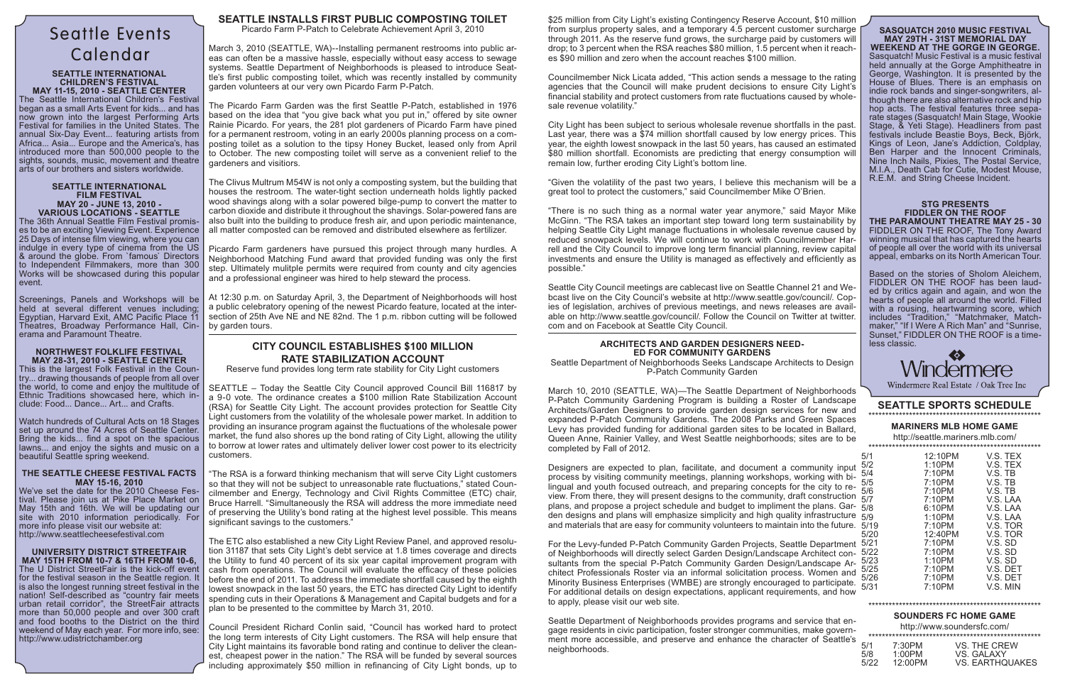# Seattle Events Calendar

### SEATTLE INTERNATIONAL CHILDREN'S FESTIVAL
### MAY 11-15, 2010 - SEATTLE CENTER

The Seattle International Children's Festival began as a small Arts Event for kids... and has now grown into the largest Performing Arts Festival for families in the United States. The annual Six-Day Event... featuring artists from Africa... Asia... Europe and the America's, has introduced more than 500,000 people to the sights, sounds, movement and theatre arts of our brothers and sisters worldwide.

### SEATTLE INTERNATIONAL FILM FESTIVAL
### MAY 20 - JUNE 13, 2010 - VARIOUS LOCATIONS - SEATTLE

The 36th Annual Seattle Film Festival promises to be an exciting Viewing Event. Experience 25 Days of intense film viewing, where you can indulge in every type of cinema from the US & around the globe. From `famous' Directors to Independent Filmmakers, more than 300 Works will be showcased during this popular event.

Screenings, Panels and Workshops will be held at several different venues including; Egyptian, Harvard Exit, AMC Pacific Place 11 Theatres, Broadway Performance Hall, Cinerama and Paramount Theatre.

### NORTHWEST FOLKLIFE FESTIVAL
### MAY 28-31, 2010 - SEATTLE CENTER

This is the largest Folk Festival in the Country... drawing thousands of people from all over the world, to come and enjoy the multitude of Ethnic Traditions showcased here, which include: Food... Dance... Art... and Crafts.

Watch hundreds of Cultural Acts on 18 Stages set up around the 74 Acres of Seattle Center. Bring the kids... find a spot on the spacious lawns... and enjoy the sights and music on a beautiful Seattle spring weekend.

### THE SEATTLE CHEESE FESTIVAL FACTS
### MAY 15-16, 2010

We've set the date for the 2010 Cheese Festival. Please join us at Pike Place Market on May 15th and 16th. We will be updating our site with 2010 information periodically. For more info please visit our website at: http://www.seattlecheesefestival.com

### UNIVERSITY DISTRICT STREETFAIR
### MAY 15TH FROM 10-7 & 16TH FROM 10-6,

The U District StreetFair is the kick-off event for the festival season in the Seattle region. It is also the longest running street festival in the nation! Self-described as "country fair meets urban retail corridor", the StreetFair attracts more than 50,000 people and over 300 craft and food booths to the District on the third weekend of May each year. For more info, see: http://www.udistrictchamber.org

## SEATTLE INSTALLS FIRST PUBLIC COMPOSTING TOILET

Picardo Farm P-Patch to Celebrate Achievement April 3, 2010

March 3, 2010 (SEATTLE, WA)--Installing permanent restrooms into public areas can often be a massive hassle, especially without easy access to sewage systems. Seattle Department of Neighborhoods is pleased to introduce Seattle's first public composting toilet, which was recently installed by community garden volunteers at our very own Picardo Farm P-Patch.

The Picardo Farm Garden was the first Seattle P-Patch, established in 1976 based on the idea that "you give back what you put in," offered by site owner Rainie Picardo. For years, the 281 plot gardeners of Picardo Farm have pined for a permanent restroom, voting in an early 2000s planning process on a composting toilet as a solution to the tipsy Honey Bucket, leased only from April to October. The new composting toilet will serve as a convenient relief to the gardeners and visitors.

The Clivus Multrum M54W is not only a composting system, but the building that houses the restroom. The water-tight section underneath holds lightly packed wood shavings along with a solar powered bilge-pump to convert the matter to carbon dioxide and distribute it throughout the shavings. Solar-powered fans are also built into the building to produce fresh air, and upon periodic maintenance, all matter composted can be removed and distributed elsewhere as fertilizer.

Picardo Farm gardeners have pursued this project through many hurdles. A Neighborhood Matching Fund award that provided funding was only the first step. Ultimately mulitple permits were required from county and city agencies and a professional engineer was hired to help steward the process.

At 12:30 p.m. on Saturday April, 3, the Department of Neighborhoods will host a public celebratory opening of the newest Picardo feature, located at the intersection of 25th Ave NE and NE 82nd. The 1 p.m. ribbon cutting will be followed by garden tours.

## CITY COUNCIL ESTABLISHES $100 MILLION RATE STABILIZATION ACCOUNT

Reserve fund provides long term rate stability for City Light customers

SEATTLE – Today the Seattle City Council approved Council Bill 116817 by a 9-0 vote. The ordinance creates a $100 million Rate Stabilization Account (RSA) for Seattle City Light. The account provides protection for Seattle City Light customers from the volatility of the wholesale power market. In addition to providing an insurance program against the fluctuations of the wholesale power market, the fund also shores up the bond rating of City Light, allowing the utility to borrow at lower rates and ultimately deliver lower cost power to its electricity customers.

"The RSA is a forward thinking mechanism that will serve City Light customers so that they will not be subject to unreasonable rate fluctuations," stated Councilmember and Energy, Technology and Civil Rights Committee (ETC) chair, Bruce Harrell. "Simultaneously the RSA will address the more immediate need of preserving the Utility's bond rating at the highest level possible. This means significant savings to the customers."

The ETC also established a new City Light Review Panel, and approved resolution 31187 that sets City Light's debt service at 1.8 times coverage and directs the Utility to fund 40 percent of its six year capital improvement program with cash from operations. The Council will evaluate the efficacy of these policies before the end of 2011. To address the immediate shortfall caused by the eighth lowest snowpack in the last 50 years, the ETC has directed City Light to identify spending cuts in their Operations & Management and Capital budgets and for a plan to be presented to the committee by March 31, 2010.

Council President Richard Conlin said, "Council has worked hard to protect the long term interests of City Light customers. The RSA will help ensure that City Light maintains its favorable bond rating and continue to deliver the cleanest, cheapest power in the nation." The RSA will be funded by several sources including approximately $50 million in refinancing of City Light bonds, up to $25 million from City Light's existing Contingency Reserve Account, $10 million from surplus property sales, and a temporary 4.5 percent customer surcharge through 2011. As the reserve fund grows, the surcharge paid by customers will drop; to 3 percent when the RSA reaches $80 million, 1.5 percent when it reaches $90 million and zero when the account reaches $100 million.

Councilmember Nick Licata added, "This action sends a message to the rating agencies that the Council will make prudent decisions to ensure City Light's financial stability and protect customers from rate fluctuations caused by wholesale revenue volatility."

City Light has been subject to serious wholesale revenue shortfalls in the past. Last year, there was a $74 million shortfall caused by low energy prices. This year, the eighth lowest snowpack in the last 50 years, has caused an estimated $80 million shortfall. Economists are predicting that energy consumption will remain low, further eroding City Light's bottom line.

"Given the volatility of the past two years, I believe this mechanism will be a great tool to protect the customers," said Councilmember Mike O'Brien.

"There is no such thing as a normal water year anymore," said Mayor Mike McGinn. "The RSA takes an important step toward long term sustainability by helping Seattle City Light manage fluctuations in wholesale revenue caused by reduced snowpack levels. We will continue to work with Councilmember Harrell and the City Council to improve long term financial planning, review capital investments and ensure the Utility is managed as effectively and efficiently as possible."

Seattle City Council meetings are cablecast live on Seattle Channel 21 and Webcast live on the City Council's website at http://www.seattle.gov/council/. Copies of legislation, archives of previous meetings, and news releases are available on http://www.seattle.gov/council/. Follow the Council on Twitter at twitter.com and on Facebook at Seattle City Council.

## ARCHITECTS AND GARDEN DESIGNERS NEEDED FOR COMMUNITY GARDENS

Seattle Department of Neighborhoods Seeks Landscape Architects to Design P-Patch Community Garden

March 10, 2010 (SEATTLE, WA)—The Seattle Department of Neighborhoods P-Patch Community Gardening Program is building a Roster of Landscape Architects/Garden Designers to provide garden design services for new and expanded P-Patch Community Gardens. The 2008 Parks and Green Spaces Levy has provided funding for additional garden sites to be located in Ballard, Queen Anne, Rainier Valley, and West Seattle neighborhoods; sites are to be completed by Fall of 2012.

Designers are expected to plan, facilitate, and document a community input process by visiting community meetings, planning workshops, working with bilingual and youth focused outreach, and preparing concepts for the city to review. From there, they will present designs to the community, draft construction plans, and propose a project schedule and budget to impliment the plans. Garden designs and plans will emphasize simplicity and high quality infrastructure and materials that are easy for community volunteers to maintain into the future.

For the Levy-funded P-Patch Community Garden Projects, Seattle Department of Neighborhoods will directly select Garden Design/Landscape Architect consultants from the special P-Patch Community Garden Design/Landscape Architect Professionals Roster via an informal solicitation process. Women and Minority Business Enterprises (WMBE) are strongly encouraged to participate. For additional details on design expectations, applicant requirements, and how to apply, please visit our web site.

Seattle Department of Neighborhoods provides programs and service that engage residents in civic participation, foster stronger communities, make government more accessible, and preserve and enhance the character of Seattle's neighborhoods.

### SASQUATCH 2010 MUSIC FESTIVAL
### MAY 29TH - 31ST MEMORIAL DAY WEEKEND AT THE GORGE IN GEORGE.

Sasquatch! Music Festival is a music festival held annually at the Gorge Amphitheatre in George, Washington. It is presented by the House of Blues. There is an emphasis on indie rock bands and singer-songwriters, although there are also alternative rock and hip hop acts. The festival features three separate stages (Sasquatch! Main Stage, Wookie Stage, & Yeti Stage). Headliners from past festivals include Beastie Boys, Beck, Björk, Kings of Leon, Jane's Addiction, Coldplay, Ben Harper and the Innocent Criminals, Nine Inch Nails, Pixies, The Postal Service, M.I.A., Death Cab for Cutie, Modest Mouse, R.E.M. and String Cheese Incident.

### STG PRESENTS
### FIDDLER ON THE ROOF
### THE PARAMOUNT THEATRE MAY 25 - 30

FIDDLER ON THE ROOF, The Tony Award winning musical that has captured the hearts of people all over the world with its universal appeal, embarks on its North American Tour.

Based on the stories of Sholom Aleichem, FIDDLER ON THE ROOF has been lauded by critics again and again, and won the hearts of people all around the world. Filled with a rousing, heartwarming score, which includes "Tradition," "Matchmaker, Matchmaker," "If I Were A Rich Man" and "Sunrise, Sunset," FIDDLER ON THE ROOF is a timeless classic.

Windermere

Windermere Real Estate / Oak Tree Inc

## SEATTLE SPORTS SCHEDULE

### MARINERS MLB HOME GAME

http://seattle.mariners.mlb.com/

| | | |
|---|---|---|
| 5/1 | 12:10PM | V.S. TEX |
| 5/2 | 1:10PM | V.S. TEX |
| 5/4 | 7:10PM | V.S. TB |
| 5/5 | 7:10PM | V.S. TB |
| 5/6 | 7:10PM | V.S. TB |
| 5/7 | 7:10PM | V.S. LAA |
| 5/8 | 6:10PM | V.S. LAA |
| 5/9 | 1:10PM | V.S. LAA |
| 5/19 | 7:10PM | V.S. TOR |
| 5/20 | 12:40PM | V.S. TOR |
| 5/21 | 7:10PM | V.S. SD |
| 5/22 | 7:10PM | V.S. SD |
| 5/23 | 1:10PM | V.S. SD |
| 5/25 | 7:10PM | V.S. DET |
| 5/26 | 7:10PM | V.S. DET |
| 5/31 | 7:10PM | V.S. MIN |

### SOUNDERS FC HOME GAME

http://www.soundersfc.com/

| | | |
|---|---|---|
| 5/1 | 7:30PM | VS. THE CREW |
| 5/8 | 1:00PM | VS. GALAXY |
| 5/22 | 12:00PM | VS. EARTHQUAKES |